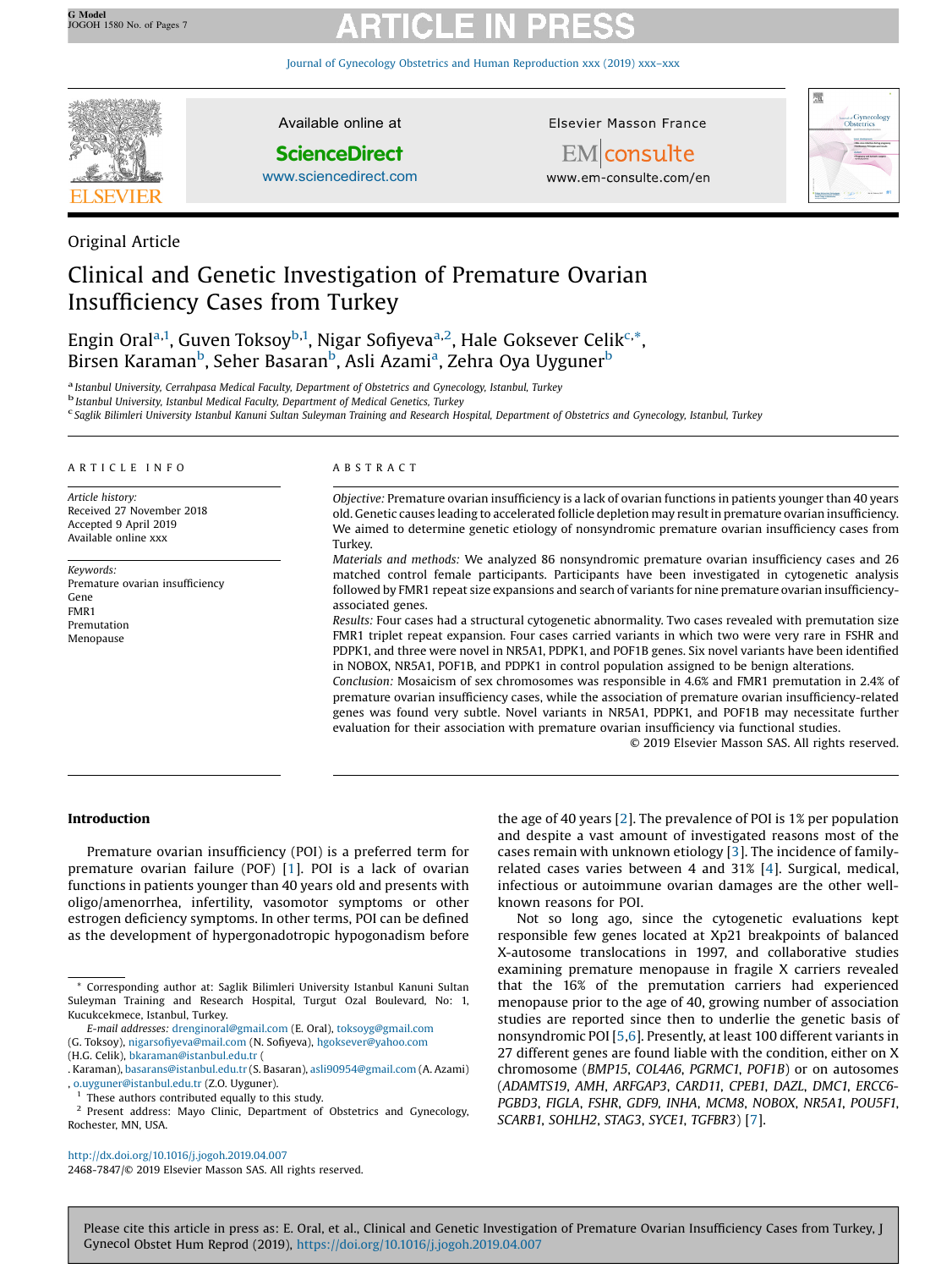Original Article

# Clinical and Genetic Investigation of Premature Ovarian Insufficiency Cases from Turkey

Engin Oral[a,1], Guven Toksoy[b,1], Nigar Sofiyeva[a,2], Hale Goksever Celik[c,*], Birsen Karaman[b], Seher Basaran[b], Asli Azami[a], Zehra Oya Uyguner[b]

[a] Istanbul University, Cerrahpasa Medical Faculty, Department of Obstetrics and Gynecology, Istanbul, Turkey
[b] Istanbul University, Istanbul Medical Faculty, Department of Medical Genetics, Turkey
[c] Saglik Bilimleri University Istanbul Kanuni Sultan Suleyman Training and Research Hospital, Department of Obstetrics and Gynecology, Istanbul, Turkey

## ARTICLE INFO

*Article history:*
Received 27 November 2018
Accepted 9 April 2019
Available online xxx

*Keywords:*
Premature ovarian insufficiency
Gene
FMR1
Premutation
Menopause

## ABSTRACT

*Objective:* Premature ovarian insufficiency is a lack of ovarian functions in patients younger than 40 years old. Genetic causes leading to accelerated follicle depletion may result in premature ovarian insufficiency. We aimed to determine genetic etiology of nonsyndromic premature ovarian insufficiency cases from Turkey.

*Materials and methods:* We analyzed 86 nonsyndromic premature ovarian insufficiency cases and 26 matched control female participants. Participants have been investigated in cytogenetic analysis followed by FMR1 repeat size expansions and search of variants for nine premature ovarian insufficiency-associated genes.

*Results:* Four cases had a structural cytogenetic abnormality. Two cases revealed with premutation size FMR1 triplet repeat expansion. Four cases carried variants in which two were very rare in FSHR and PDPK1, and three were novel in NR5A1, PDPK1, and POF1B genes. Six novel variants have been identified in NOBOX, NR5A1, POF1B, and PDPK1 in control population assigned to be benign alterations.

*Conclusion:* Mosaicism of sex chromosomes was responsible in 4.6% and FMR1 premutation in 2.4% of premature ovarian insufficiency cases, while the association of premature ovarian insufficiency-related genes was found very subtle. Novel variants in NR5A1, PDPK1, and POF1B may necessitate further evaluation for their association with premature ovarian insufficiency via functional studies.

© 2019 Elsevier Masson SAS. All rights reserved.

## Introduction

Premature ovarian insufficiency (POI) is a preferred term for premature ovarian failure (POF) [1]. POI is a lack of ovarian functions in patients younger than 40 years old and presents with oligo/amenorrhea, infertility, vasomotor symptoms or other estrogen deficiency symptoms. In other terms, POI can be defined as the development of hypergonadotropic hypogonadism before the age of 40 years [2]. The prevalence of POI is 1% per population and despite a vast amount of investigated reasons most of the cases remain with unknown etiology [3]. The incidence of family-related cases varies between 4 and 31% [4]. Surgical, medical, infectious or autoimmune ovarian damages are the other well-known reasons for POI.

Not so long ago, since the cytogenetic evaluations kept responsible few genes located at Xp21 breakpoints of balanced X-autosome translocations in 1997, and collaborative studies examining premature menopause in fragile X carriers revealed that the 16% of the premutation carriers had experienced menopause prior to the age of 40, growing number of association studies are reported since then to underlie the genetic basis of nonsyndromic POI [5,6]. Presently, at least 100 different variants in 27 different genes are found liable with the condition, either on X chromosome (*BMP15*, *COL4A6*, *PGRMC1*, *POF1B*) or on autosomes (*ADAMTS19*, *AMH*, *ARFGAP3*, *CARD11*, *CPEB1*, *DAZL*, *DMC1*, *ERCC6-PGBD3*, *FIGLA*, *FSHR*, *GDF9*, *INHA*, *MCM8*, *NOBOX*, *NR5A1*, *POU5F1*, *SCARB1*, *SOHLH2*, *STAG3*, *SYCE1*, *TGFBR3*) [7].

* Corresponding author at: Saglik Bilimleri University Istanbul Kanuni Sultan Suleyman Training and Research Hospital, Turgut Ozal Boulevard, No: 1, Kucukcekmece, Istanbul, Turkey.

E-mail addresses: drenginoral@gmail.com (E. Oral), toksoyg@gmail.com (G. Toksoy), nigarsofiyeva@mail.com (N. Sofiyeva), hgoksever@yahoo.com (H.G. Celik), bkaraman@istanbul.edu.tr (. Karaman), basarans@istanbul.edu.tr (S. Basaran), asli90954@gmail.com (A. Azami), o.uyguner@istanbul.edu.tr (Z.O. Uyguner).

[1] These authors contributed equally to this study.

[2] Present address: Mayo Clinic, Department of Obstetrics and Gynecology, Rochester, MN, USA.

http://dx.doi.org/10.1016/j.jogoh.2019.04.007
2468-7847/© 2019 Elsevier Masson SAS. All rights reserved.

Please cite this article in press as: E. Oral, et al., Clinical and Genetic Investigation of Premature Ovarian Insufficiency Cases from Turkey, J Gynecol Obstet Hum Reprod (2019), https://doi.org/10.1016/j.jogoh.2019.04.007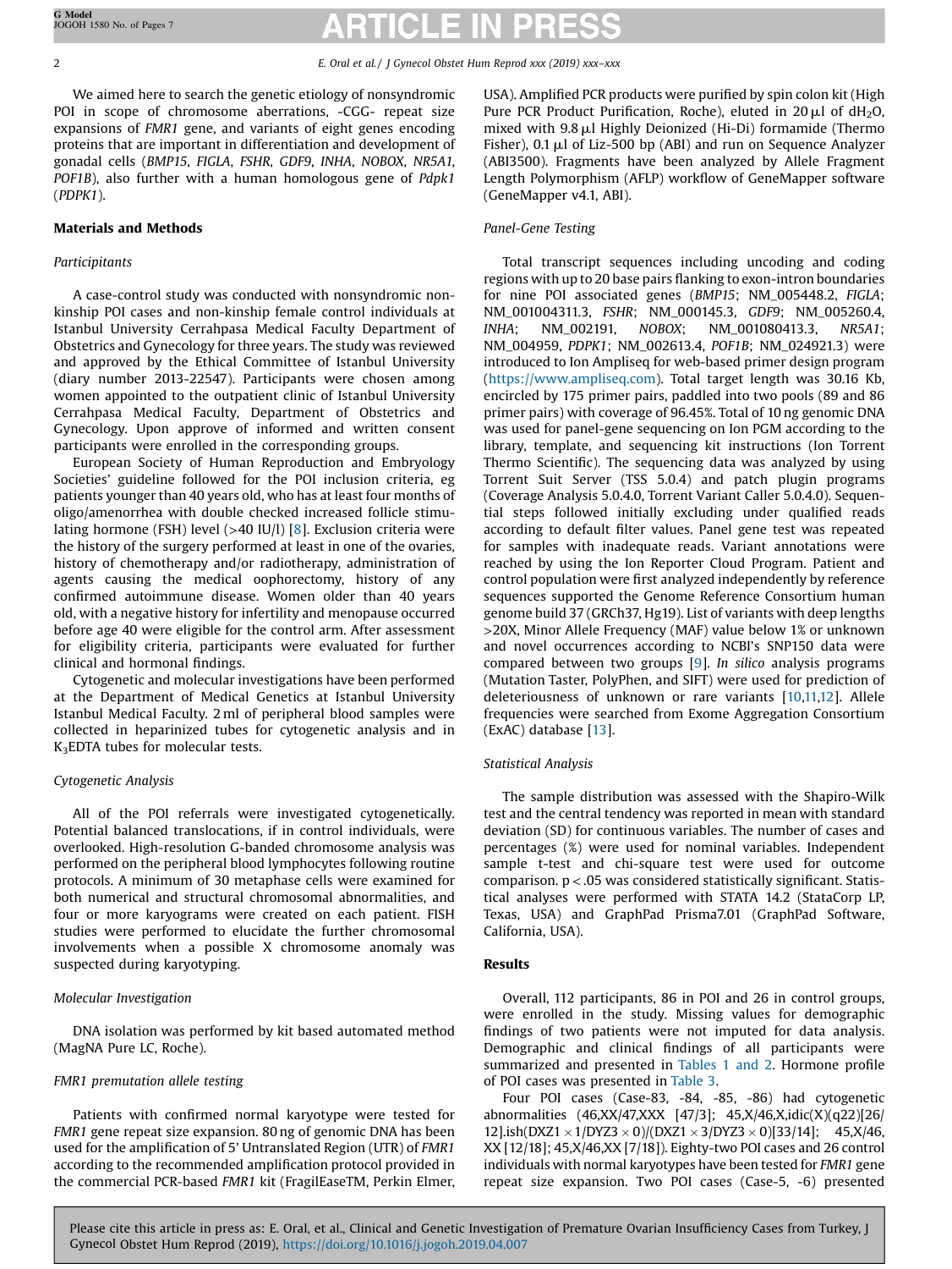We aimed here to search the genetic etiology of nonsyndromic POI in scope of chromosome aberrations, -CGG- repeat size expansions of *FMR1* gene, and variants of eight genes encoding proteins that are important in differentiation and development of gonadal cells (*BMP15*, *FIGLA*, *FSHR*, *GDF9*, *INHA*, *NOBOX*, *NR5A1*, *POF1B*), also further with a human homologous gene of *Pdpk1* (*PDPK1*).

## Materials and Methods

### Participitants

A case-control study was conducted with nonsyndromic non-kinship POI cases and non-kinship female control individuals at Istanbul University Cerrahpasa Medical Faculty Department of Obstetrics and Gynecology for three years. The study was reviewed and approved by the Ethical Committee of Istanbul University (diary number 2013-22547). Participants were chosen among women appointed to the outpatient clinic of Istanbul University Cerrahpasa Medical Faculty, Department of Obstetrics and Gynecology. Upon approve of informed and written consent participants were enrolled in the corresponding groups.

European Society of Human Reproduction and Embryology Societies' guideline followed for the POI inclusion criteria, eg patients younger than 40 years old, who has at least four months of oligo/amenorrhea with double checked increased follicle stimulating hormone (FSH) level (>40 IU/l) [8]. Exclusion criteria were the history of the surgery performed at least in one of the ovaries, history of chemotherapy and/or radiotherapy, administration of agents causing the medical oophorectomy, history of any confirmed autoimmune disease. Women older than 40 years old, with a negative history for infertility and menopause occurred before age 40 were eligible for the control arm. After assessment for eligibility criteria, participants were evaluated for further clinical and hormonal findings.

Cytogenetic and molecular investigations have been performed at the Department of Medical Genetics at Istanbul University Istanbul Medical Faculty. 2 ml of peripheral blood samples were collected in heparinized tubes for cytogenetic analysis and in $K_3$EDTA tubes for molecular tests.

### Cytogenetic Analysis

All of the POI referrals were investigated cytogenetically. Potential balanced translocations, if in control individuals, were overlooked. High-resolution G-banded chromosome analysis was performed on the peripheral blood lymphocytes following routine protocols. A minimum of 30 metaphase cells were examined for both numerical and structural chromosomal abnormalities, and four or more karyograms were created on each patient. FISH studies were performed to elucidate the further chromosomal involvements when a possible X chromosome anomaly was suspected during karyotyping.

### Molecular Investigation

DNA isolation was performed by kit based automated method (MagNA Pure LC, Roche).

### FMR1 premutation allele testing

Patients with confirmed normal karyotype were tested for *FMR1* gene repeat size expansion. 80 ng of genomic DNA has been used for the amplification of 5' Untranslated Region (UTR) of *FMR1* according to the recommended amplification protocol provided in the commercial PCR-based *FMR1* kit (FragilEaseTM, Perkin Elmer, USA). Amplified PCR products were purified by spin colon kit (High Pure PCR Product Purification, Roche), eluted in 20 μl of $dH_2O$, mixed with 9.8 μl Highly Deionized (Hi-Di) formamide (Thermo Fisher), 0.1 μl of Liz-500 bp (ABI) and run on Sequence Analyzer (ABI3500). Fragments have been analyzed by Allele Fragment Length Polymorphism (AFLP) workflow of GeneMapper software (GeneMapper v4.1, ABI).

### Panel-Gene Testing

Total transcript sequences including uncoding and coding regions with up to 20 base pairs flanking to exon-intron boundaries for nine POI associated genes (*BMP15*; NM_005448.2, *FIGLA*; NM_001004311.3, *FSHR*; NM_000145.3, *GDF9*; NM_005260.4, *INHA*; NM_002191, *NOBOX*; NM_001080413.3, *NR5A1*; NM_004959, *PDPK1*; NM_002613.4, *POF1B*; NM_024921.3) were introduced to Ion Ampliseq for web-based primer design program (https://www.ampliseq.com). Total target length was 30.16 Kb, encircled by 175 primer pairs, paddled into two pools (89 and 86 primer pairs) with coverage of 96.45%. Total of 10 ng genomic DNA was used for panel-gene sequencing on Ion PGM according to the library, template, and sequencing kit instructions (Ion Torrent Thermo Scientific). The sequencing data was analyzed by using Torrent Suit Server (TSS 5.0.4) and patch plugin programs (Coverage Analysis 5.0.4.0, Torrent Variant Caller 5.0.4.0). Sequential steps followed initially excluding under qualified reads according to default filter values. Panel gene test was repeated for samples with inadequate reads. Variant annotations were reached by using the Ion Reporter Cloud Program. Patient and control population were first analyzed independently by reference sequences supported the Genome Reference Consortium human genome build 37 (GRCh37, Hg19). List of variants with deep lengths >20X, Minor Allele Frequency (MAF) value below 1% or unknown and novel occurrences according to NCBI's SNP150 data were compared between two groups [9]. *In silico* analysis programs (Mutation Taster, PolyPhen, and SIFT) were used for prediction of deleteriousness of unknown or rare variants [10,11,12]. Allele frequencies were searched from Exome Aggregation Consortium (ExAC) database [13].

### Statistical Analysis

The sample distribution was assessed with the Shapiro-Wilk test and the central tendency was reported in mean with standard deviation (SD) for continuous variables. The number of cases and percentages (%) were used for nominal variables. Independent sample t-test and chi-square test were used for outcome comparison. $p < .05$ was considered statistically significant. Statistical analyses were performed with STATA 14.2 (StataCorp LP, Texas, USA) and GraphPad Prisma7.01 (GraphPad Software, California, USA).

## Results

Overall, 112 participants, 86 in POI and 26 in control groups, were enrolled in the study. Missing values for demographic findings of two patients were not imputed for data analysis. Demographic and clinical findings of all participants were summarized and presented in Tables 1 and 2. Hormone profile of POI cases was presented in Table 3.

Four POI cases (Case-83, -84, -85, -86) had cytogenetic abnormalities (46,XX/47,XXX [47/3]; 45,X/46,X,idic(X)(q22)[26/12].ish(DXZ1 × 1/DYZ3 × 0)/(DXZ1 × 3/DYZ3 × 0)[33/14]; 45,X/46,XX [12/18]; 45,X/46,XX [7/18]). Eighty-two POI cases and 26 control individuals with normal karyotypes have been tested for *FMR1* gene repeat size expansion. Two POI cases (Case-5, -6) presented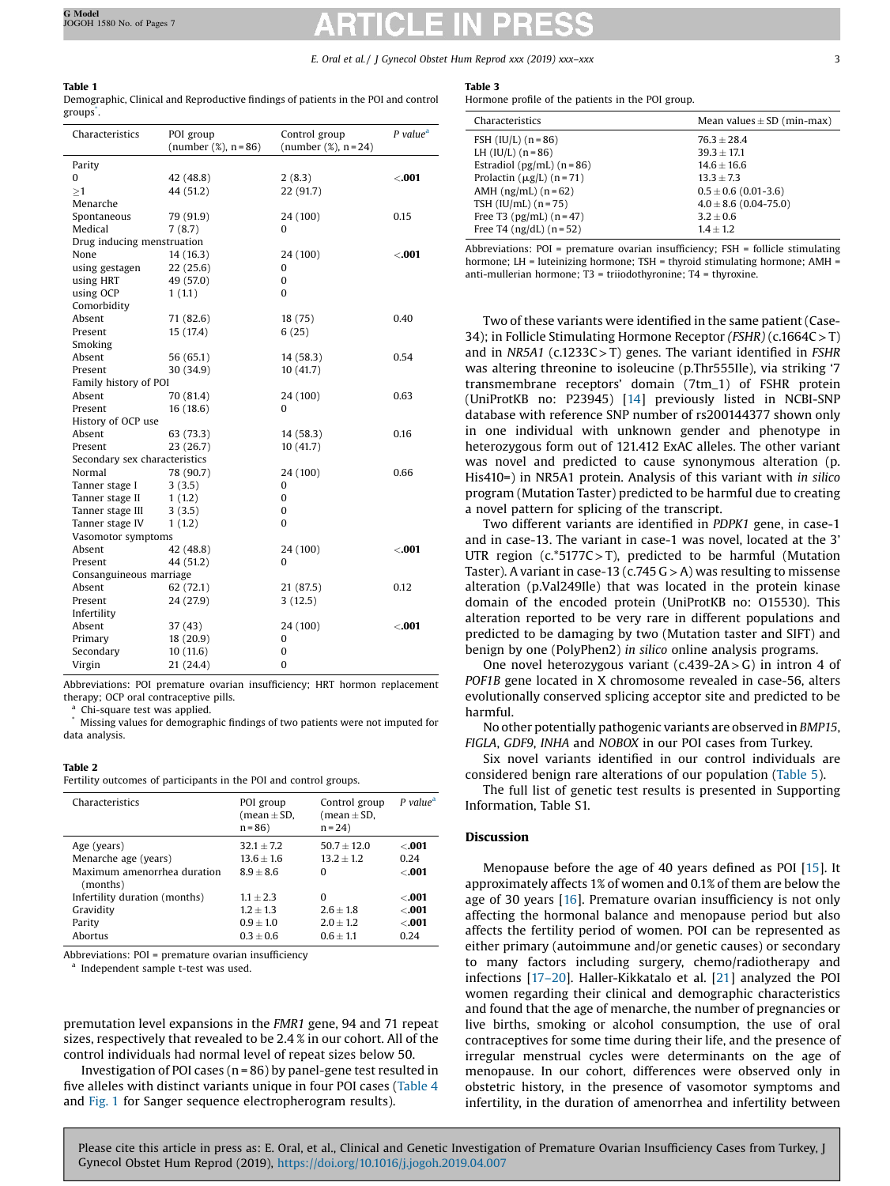**Table 1**
Demographic, Clinical and Reproductive findings of patients in the POI and control groups*.

| Characteristics | POI group (number (%), n = 86) | Control group (number (%), n = 24) | P value[a] |
|---|---|---|---|
| Parity | | | |
| 0 | 42 (48.8) | 2 (8.3) | **<.001** |
| ≥1 | 44 (51.2) | 22 (91.7) | |
| Menarche | | | |
| Spontaneous | 79 (91.9) | 24 (100) | 0.15 |
| Medical | 7 (8.7) | 0 | |
| Drug inducing menstruation | | | |
| None | 14 (16.3) | 24 (100) | **<.001** |
| using gestagen | 22 (25.6) | 0 | |
| using HRT | 49 (57.0) | 0 | |
| using OCP | 1 (1.1) | 0 | |
| Comorbidity | | | |
| Absent | 71 (82.6) | 18 (75) | 0.40 |
| Present | 15 (17.4) | 6 (25) | |
| Smoking | | | |
| Absent | 56 (65.1) | 14 (58.3) | 0.54 |
| Present | 30 (34.9) | 10 (41.7) | |
| Family history of POI | | | |
| Absent | 70 (81.4) | 24 (100) | 0.63 |
| Present | 16 (18.6) | 0 | |
| History of OCP use | | | |
| Absent | 63 (73.3) | 14 (58.3) | 0.16 |
| Present | 23 (26.7) | 10 (41.7) | |
| Secondary sex characteristics | | | |
| Normal | 78 (90.7) | 24 (100) | 0.66 |
| Tanner stage I | 3 (3.5) | 0 | |
| Tanner stage II | 1 (1.2) | 0 | |
| Tanner stage III | 3 (3.5) | 0 | |
| Tanner stage IV | 1 (1.2) | 0 | |
| Vasomotor symptoms | | | |
| Absent | 42 (48.8) | 24 (100) | **<.001** |
| Present | 44 (51.2) | 0 | |
| Consanguineous marriage | | | |
| Absent | 62 (72.1) | 21 (87.5) | 0.12 |
| Present | 24 (27.9) | 3 (12.5) | |
| Infertility | | | |
| Absent | 37 (43) | 24 (100) | **<.001** |
| Primary | 18 (20.9) | 0 | |
| Secondary | 10 (11.6) | 0 | |
| Virgin | 21 (24.4) | 0 | |

Abbreviations: POI premature ovarian insufficiency; HRT hormon replacement therapy; OCP oral contraceptive pills.
[a] Chi-square test was applied.
* Missing values for demographic findings of two patients were not imputed for data analysis.

**Table 2**
Fertility outcomes of participants in the POI and control groups.

| Characteristics | POI group (mean ± SD, n = 86) | Control group (mean ± SD, n = 24) | P value[a] |
|---|---|---|---|
| Age (years) | 32.1 ± 7.2 | 50.7 ± 12.0 | **<.001** |
| Menarche age (years) | 13.6 ± 1.6 | 13.2 ± 1.2 | 0.24 |
| Maximum amenorrhea duration (months) | 8.9 ± 8.6 | 0 | **<.001** |
| Infertility duration (months) | 1.1 ± 2.3 | 0 | **<.001** |
| Gravidity | 1.2 ± 1.3 | 2.6 ± 1.8 | **<.001** |
| Parity | 0.9 ± 1.0 | 2.0 ± 1.2 | **<.001** |
| Abortus | 0.3 ± 0.6 | 0.6 ± 1.1 | 0.24 |

Abbreviations: POI = premature ovarian insufficiency
[a] Independent sample t-test was used.

premutation level expansions in the *FMR1* gene, 94 and 71 repeat sizes, respectively that revealed to be 2.4 % in our cohort. All of the control individuals had normal level of repeat sizes below 50.

Investigation of POI cases (n = 86) by panel-gene test resulted in five alleles with distinct variants unique in four POI cases (Table 4 and Fig. 1 for Sanger sequence electropherogram results).

**Table 3**
Hormone profile of the patients in the POI group.

| Characteristics | Mean values ± SD (min-max) |
|---|---|
| FSH (IU/L) (n = 86) | 76.3 ± 28.4 |
| LH (IU/L) (n = 86) | 39.3 ± 17.1 |
| Estradiol (pg/mL) (n = 86) | 14.6 ± 16.6 |
| Prolactin (μg/L) (n = 71) | 13.3 ± 7.3 |
| AMH (ng/mL) (n = 62) | 0.5 ± 0.6 (0.01-3.6) |
| TSH (IU/mL) (n = 75) | 4.0 ± 8.6 (0.04-75.0) |
| Free T3 (pg/mL) (n = 47) | 3.2 ± 0.6 |
| Free T4 (ng/dL) (n = 52) | 1.4 ± 1.2 |

Abbreviations: POI = premature ovarian insufficiency; FSH = follicle stimulating hormone; LH = luteinizing hormone; TSH = thyroid stimulating hormone; AMH = anti-mullerian hormone; T3 = triiodothyronine; T4 = thyroxine.

Two of these variants were identified in the same patient (Case-34); in Follicle Stimulating Hormone Receptor *(FSHR)* (c.1664C > T) and in *NR5A1* (c.1233C > T) genes. The variant identified in *FSHR* was altering threonine to isoleucine (p.Thr555Ile), via striking '7 transmembrane receptors' domain (7tm_1) of FSHR protein (UniProtKB no: P23945) [14] previously listed in NCBI-SNP database with reference SNP number of rs200144377 shown only in one individual with unknown gender and phenotype in heterozygous form out of 121.412 ExAC alleles. The other variant was novel and predicted to cause synonymous alteration (p. His410=) in NR5A1 protein. Analysis of this variant with *in silico* program (Mutation Taster) predicted to be harmful due to creating a novel pattern for splicing of the transcript.

Two different variants are identified in *PDPK1* gene, in case-1 and in case-13. The variant in case-1 was novel, located at the 3' UTR region (c.*5177C > T), predicted to be harmful (Mutation Taster). A variant in case-13 (c.745 G > A) was resulting to missense alteration (p.Val249Ile) that was located in the protein kinase domain of the encoded protein (UniProtKB no: O15530). This alteration reported to be very rare in different populations and predicted to be damaging by two (Mutation taster and SIFT) and benign by one (PolyPhen2) *in silico* online analysis programs.

One novel heterozygous variant (c.439-2A > G) in intron 4 of *POF1B* gene located in X chromosome revealed in case-56, alters evolutionally conserved splicing acceptor site and predicted to be harmful.

No other potentially pathogenic variants are observed in *BMP15*, *FIGLA*, *GDF9*, *INHA* and *NOBOX* in our POI cases from Turkey.

Six novel variants identified in our control individuals are considered benign rare alterations of our population (Table 5).

The full list of genetic test results is presented in Supporting Information, Table S1.

## Discussion

Menopause before the age of 40 years defined as POI [15]. It approximately affects 1% of women and 0.1% of them are below the age of 30 years [16]. Premature ovarian insufficiency is not only affecting the hormonal balance and menopause period but also affects the fertility period of women. POI can be represented as either primary (autoimmune and/or genetic causes) or secondary to many factors including surgery, chemo/radiotherapy and infections [17–20]. Haller-Kikkatalo et al. [21] analyzed the POI women regarding their clinical and demographic characteristics and found that the age of menarche, the number of pregnancies or live births, smoking or alcohol consumption, the use of oral contraceptives for some time during their life, and the presence of irregular menstrual cycles were determinants on the age of menopause. In our cohort, differences were observed only in obstetric history, in the presence of vasomotor symptoms and infertility, in the duration of amenorrhea and infertility between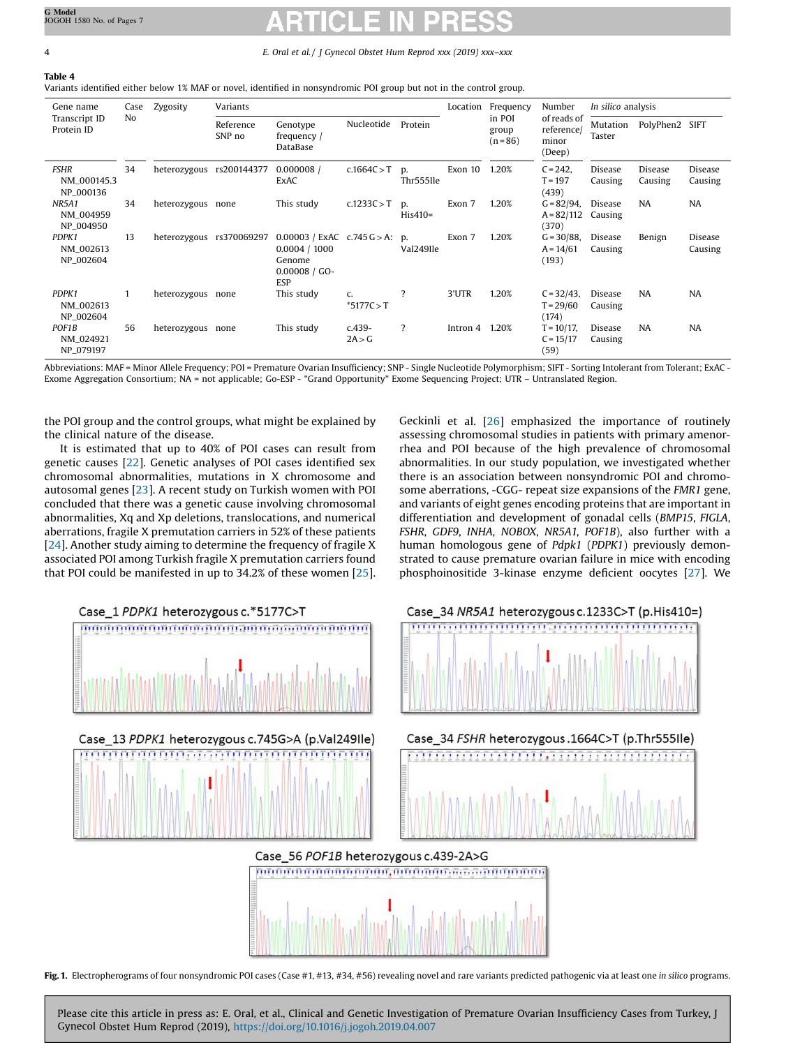**Table 4**
Variants identified either below 1% MAF or novel, identified in nonsyndromic POI group but not in the control group.

| Gene name Transcript ID Protein ID | Case No | Zygosity | Variants | | | | Location | Frequency in POI group (n = 86) | Number of reads of reference/ minor (Deep) | *In silico* analysis | | |
|---|---|---|---|---|---|---|---|---|---|---|---|---|
| | | | Reference SNP no | Genotype frequency / DataBase | Nucleotide | Protein | | | | Mutation Taster | PolyPhen2 | SIFT |
| *FSHR* NM_000145.3 NP_000136 | 34 | heterozygous | rs200144377 | 0.000008 / ExAC | c.1664C > T | p. Thr555Ile | Exon 10 | 1.20% | C = 242, T = 197 (439) | Disease Causing | Disease Causing | Disease Causing |
| *NR5A1* NM_004959 NP_004950 | 34 | heterozygous | none | This study | c.1233C > T | p. His410= | Exon 7 | 1.20% | G = 82/94, A = 82/112 (370) | Disease Causing | NA | NA |
| *PDPK1* NM_002613 NP_002604 | 13 | heterozygous | rs370069297 | 0.00003 / ExAC 0.0004 / 1000 Genome 0.00008 / GO-ESP | c.745 G > A: | p. Val249Ile | Exon 7 | 1.20% | G = 30/88, A = 14/61 (193) | Disease Causing | Benign | Disease Causing |
| *PDPK1* NM_002613 NP_002604 | 1 | heterozygous | none | This study | c. *5177C > T | ? | 3'UTR | 1.20% | C = 32/43, T = 29/60 (174) | Disease Causing | NA | NA |
| *POF1B* NM_024921 NP_079197 | 56 | heterozygous | none | This study | c.439-2A > G | ? | Intron 4 | 1.20% | T = 10/17, C = 15/17 (59) | Disease Causing | NA | NA |

Abbreviations: MAF = Minor Allele Frequency; POI = Premature Ovarian Insufficiency; SNP - Single Nucleotide Polymorphism; SIFT - Sorting Intolerant from Tolerant; ExAC - Exome Aggregation Consortium; NA = not applicable; Go-ESP - "Grand Opportunity" Exome Sequencing Project; UTR – Untranslated Region.

the POI group and the control groups, what might be explained by the clinical nature of the disease.

It is estimated that up to 40% of POI cases can result from genetic causes [22]. Genetic analyses of POI cases identified sex chromosomal abnormalities, mutations in X chromosome and autosomal genes [23]. A recent study on Turkish women with POI concluded that there was a genetic cause involving chromosomal abnormalities, Xq and Xp deletions, translocations, and numerical aberrations, fragile X premutation carriers in 52% of these patients [24]. Another study aiming to determine the frequency of fragile X associated POI among Turkish fragile X premutation carriers found that POI could be manifested in up to 34.2% of these women [25].

Geckinli et al. [26] emphasized the importance of routinely assessing chromosomal studies in patients with primary amenorrhea and POI because of the high prevalence of chromosomal abnormalities. In our study population, we investigated whether there is an association between nonsyndromic POI and chromosome aberrations, -CGG- repeat size expansions of the *FMR1* gene, and variants of eight genes encoding proteins that are important in differentiation and development of gonadal cells (*BMP15*, *FIGLA*, *FSHR*, *GDF9*, *INHA*, *NOBOX*, *NR5A1*, *POF1B*), also further with a human homologous gene of *Pdpk1* (*PDPK1*) previously demonstrated to cause premature ovarian failure in mice with encoding phosphoinositide 3-kinase enzyme deficient oocytes [27]. We

Case_1 *PDPK1* heterozygous c.*5177C>T

Case_34 *NR5A1* heterozygous c.1233C>T (p.His410=)

Case_13 *PDPK1* heterozygous c.745G>A (p.Val249Ile)

Case_34 *FSHR* heterozygous .1664C>T (p.Thr555Ile)

Case_56 *POF1B* heterozygous c.439-2A>G

**Fig. 1.** Electropherograms of four nonsyndromic POI cases (Case #1, #13, #34, #56) revealing novel and rare variants predicted pathogenic via at least one *in silico* programs.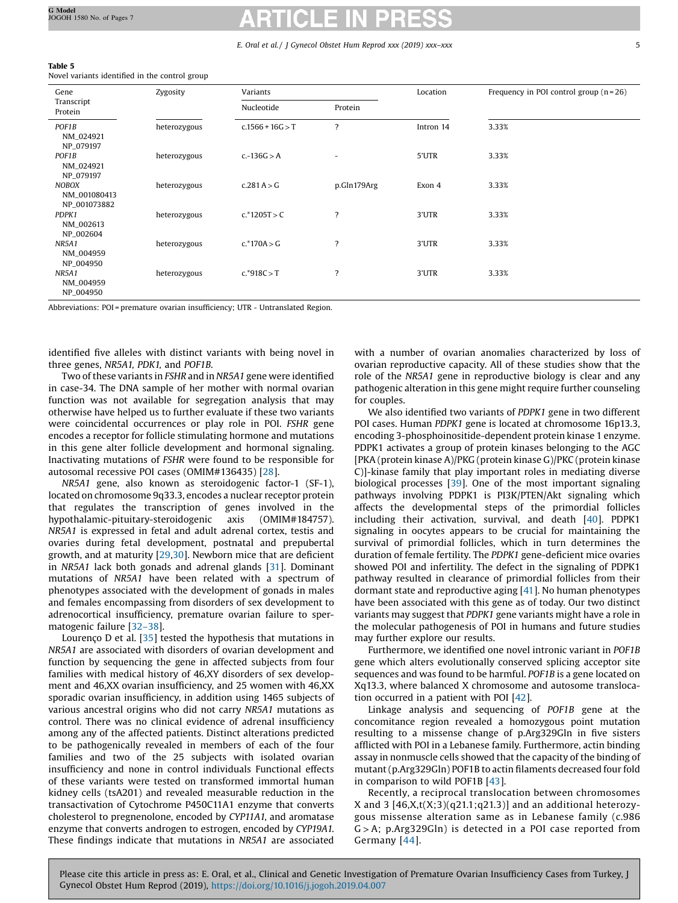**Table 5**
Novel variants identified in the control group

| Gene Transcript Protein | Zygosity | Variants | | Location | Frequency in POI control group (n = 26) |
|---|---|---|---|---|---|
| | | Nucleotide | Protein | | |
| *POF1B* NM_024921 NP_079197 | heterozygous | c.1566 + 16G > T | ? | Intron 14 | 3.33% |
| *POF1B* NM_024921 NP_079197 | heterozygous | c.-136G > A | - | 5'UTR | 3.33% |
| *NOBOX* NM_001080413 NP_001073882 | heterozygous | c.281 A > G | p.Gln179Arg | Exon 4 | 3.33% |
| *PDPK1* NM_002613 NP_002604 | heterozygous | c.*1205T > C | ? | 3'UTR | 3.33% |
| *NR5A1* NM_004959 NP_004950 | heterozygous | c.*170A > G | ? | 3'UTR | 3.33% |
| *NR5A1* NM_004959 NP_004950 | heterozygous | c.*918C > T | ? | 3'UTR | 3.33% |

Abbreviations: POI = premature ovarian insufficiency; UTR - Untranslated Region.

identified five alleles with distinct variants with being novel in three genes, *NR5A1, PDK1,* and *POF1B*.

Two of these variants in *FSHR* and in *NR5A1* gene were identified in case-34. The DNA sample of her mother with normal ovarian function was not available for segregation analysis that may otherwise have helped us to further evaluate if these two variants were coincidental occurrences or play role in POI. *FSHR* gene encodes a receptor for follicle stimulating hormone and mutations in this gene alter follicle development and hormonal signaling. Inactivating mutations of *FSHR* were found to be responsible for autosomal recessive POI cases (OMIM#136435) [28].

*NR5A1* gene, also known as steroidogenic factor-1 (SF-1), located on chromosome 9q33.3, encodes a nuclear receptor protein that regulates the transcription of genes involved in the hypothalamic-pituitary-steroidogenic axis (OMIM#184757). *NR5A1* is expressed in fetal and adult adrenal cortex, testis and ovaries during fetal development, postnatal and prepubertal growth, and at maturity [29,30]. Newborn mice that are deficient in *NR5A1* lack both gonads and adrenal glands [31]. Dominant mutations of *NR5A1* have been related with a spectrum of phenotypes associated with the development of gonads in males and females encompassing from disorders of sex development to adrenocortical insufficiency, premature ovarian failure to spermatogenic failure [32–38].

Lourenço D et al. [35] tested the hypothesis that mutations in *NR5A1* are associated with disorders of ovarian development and function by sequencing the gene in affected subjects from four families with medical history of 46,XY disorders of sex development and 46,XX ovarian insufficiency, and 25 women with 46,XX sporadic ovarian insufficiency, in addition using 1465 subjects of various ancestral origins who did not carry *NR5A1* mutations as control. There was no clinical evidence of adrenal insufficiency among any of the affected patients. Distinct alterations predicted to be pathogenically revealed in members of each of the four families and two of the 25 subjects with isolated ovarian insufficiency and none in control individuals Functional effects of these variants were tested on transformed immortal human kidney cells (tsA201) and revealed measurable reduction in the transactivation of Cytochrome P450C11A1 enzyme that converts cholesterol to pregnenolone, encoded by *CYP11A1*, and aromatase enzyme that converts androgen to estrogen, encoded by *CYP19A1*. These findings indicate that mutations in *NR5A1* are associated with a number of ovarian anomalies characterized by loss of ovarian reproductive capacity. All of these studies show that the role of the *NR5A1* gene in reproductive biology is clear and any pathogenic alteration in this gene might require further counseling for couples.

We also identified two variants of *PDPK1* gene in two different POI cases. Human *PDPK1* gene is located at chromosome 16p13.3, encoding 3-phosphoinositide-dependent protein kinase 1 enzyme. PDPK1 activates a group of protein kinases belonging to the AGC [PKA (protein kinase A)/PKG (protein kinase G)/PKC (protein kinase C)]-kinase family that play important roles in mediating diverse biological processes [39]. One of the most important signaling pathways involving PDPK1 is PI3K/PTEN/Akt signaling which affects the developmental steps of the primordial follicles including their activation, survival, and death [40]. PDPK1 signaling in oocytes appears to be crucial for maintaining the survival of primordial follicles, which in turn determines the duration of female fertility. The *PDPK1* gene-deficient mice ovaries showed POI and infertility. The defect in the signaling of PDPK1 pathway resulted in clearance of primordial follicles from their dormant state and reproductive aging [41]. No human phenotypes have been associated with this gene as of today. Our two distinct variants may suggest that *PDPK1* gene variants might have a role in the molecular pathogenesis of POI in humans and future studies may further explore our results.

Furthermore, we identified one novel intronic variant in *POF1B* gene which alters evolutionally conserved splicing acceptor site sequences and was found to be harmful. *POF1B* is a gene located on Xq13.3, where balanced X chromosome and autosome translocation occurred in a patient with POI [42].

Linkage analysis and sequencing of *POF1B* gene at the concomitance region revealed a homozygous point mutation resulting to a missense change of p.Arg329Gln in five sisters afflicted with POI in a Lebanese family. Furthermore, actin binding assay in nonmuscle cells showed that the capacity of the binding of mutant (p.Arg329Gln) POF1B to actin filaments decreased four fold in comparison to wild POF1B [43].

Recently, a reciprocal translocation between chromosomes X and 3 [46,X,t(X;3)(q21.1;q21.3)] and an additional heterozygous missense alteration same as in Lebanese family (c.986 G > A; p.Arg329Gln) is detected in a POI case reported from Germany [44].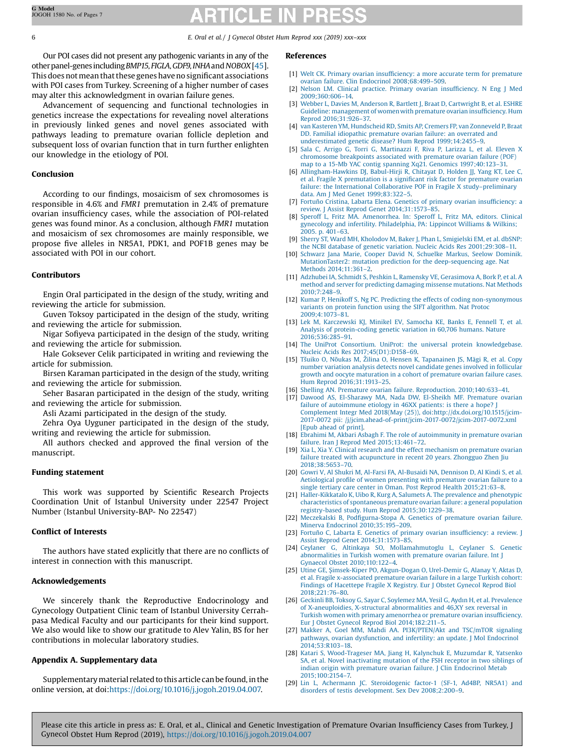Our POI cases did not present any pathogenic variants in any of the other panel-genes including *BMP15*, *FIGLA*, *GDF9*, *INHA* and *NOBOX* [45]. This does not mean that these genes have no significant associations with POI cases from Turkey. Screening of a higher number of cases may alter this acknowledgment in ovarian failure genes.

Advancement of sequencing and functional technologies in genetics increase the expectations for revealing novel alterations in previously linked genes and novel genes associated with pathways leading to premature ovarian follicle depletion and subsequent loss of ovarian function that in turn further enlighten our knowledge in the etiology of POI.

## Conclusion

According to our findings, mosaicism of sex chromosomes is responsible in 4.6% and *FMR1* premutation in 2.4% of premature ovarian insufficiency cases, while the association of POI-related genes was found minor. As a conclusion, although *FMR1* mutation and mosaicism of sex chromosomes are mainly responsible, we propose five alleles in NR5A1, PDK1, and POF1B genes may be associated with POI in our cohort.

## Contributors

Engin Oral participated in the design of the study, writing and reviewing the article for submission.

Guven Toksoy participated in the design of the study, writing and reviewing the article for submission.

Nigar Sofiyeva participated in the design of the study, writing and reviewing the article for submission.

Hale Goksever Celik participated in writing and reviewing the article for submission.

Birsen Karaman participated in the design of the study, writing and reviewing the article for submission.

Seher Basaran participated in the design of the study, writing and reviewing the article for submission.

Asli Azami participated in the design of the study.

Zehra Oya Uyguner participated in the design of the study, writing and reviewing the article for submission.

All authors checked and approved the final version of the manuscript.

## Funding statement

This work was supported by Scientific Research Projects Coordination Unit of Istanbul University under 22547 Project Number (Istanbul University-BAP- No 22547)

## Conflict of Interests

The authors have stated explicitly that there are no conflicts of interest in connection with this manuscript.

## Acknowledgements

We sincerely thank the Reproductive Endocrinology and Gynecology Outpatient Clinic team of Istanbul University Cerrahpasa Medical Faculty and our participants for their kind support. We also would like to show our gratitude to Alev Yalin, BS for her contributions in molecular laboratory studies.

## Appendix A. Supplementary data

Supplementary material related to this article can be found, in the online version, at doi:https://doi.org/10.1016/j.jogoh.2019.04.007.

## References

[1] Welt CK. Primary ovarian insufficiency: a more accurate term for premature ovarian failure. Clin Endocrinol 2008;68:499–509.

[2] Nelson LM. Clinical practice. Primary ovarian insufficiency. N Eng J Med 2009;360:606–14.

[3] Webber L, Davies M, Anderson R, Bartlett J, Braat D, Cartwright B, et al. ESHRE Guideline: management of women with premature ovarian insufficiency. Hum Reprod 2016;31:926–37.

[4] van Kasteren YM, Hundscheid RD, Smits AP, Cremers FP, van Zonneveld P, Braat DD. Familial idiopathic premature ovarian failure: an overrated and underestimated genetic disease? Hum Reprod 1999;14:2455–9.

[5] Sala C, Arrigo G, Torri G, Martinazzi F, Riva P, Larizza L, et al. Eleven X chromosome breakpoints associated with premature ovarian failure (POF) map to a 15-Mb YAC contig spanning Xq21. Genomics 1997;40:123–31.

[6] Allingham-Hawkins DJ, Babul-Hirji R, Chitayat D, Holden JJ, Yang KT, Lee C, et al. Fragile X premutation is a significant risk factor for premature ovarian failure: the International Collaborative POF in Fragile X study–preliminary data. Am J Med Genet 1999;83:322–5.

[7] Fortuño Cristina, Labarta Elena. Genetics of primary ovarian insufficiency: a review. J Assist Reprod Genet 2014;31:1573–85.

[8] Speroff L, Fritz MA. Amenorrhea. In: Speroff L, Fritz MA, editors. Clinical gynecology and infertility. Philadelphia, PA: Lippincot Williams & Wilkins; 2005. p. 401–63.

[9] Sherry ST, Ward MH, Kholodov M, Baker J, Phan L, Smigielski EM, et al. dbSNP: the NCBI database of genetic variation. Nucleic Acids Res 2001;29:308–11.

[10] Schwarz Jana Marie, Cooper David N, Schuelke Markus, Seelow Dominik. MutationTaster2: mutation prediction for the deep-sequencing age. Nat Methods 2014;11:361–2.

[11] Adzhubei IA, Schmidt S, Peshkin L, Ramensky VE, Gerasimova A, Bork P, et al. A method and server for predicting damaging missense mutations. Nat Methods 2010;7:248–9.

[12] Kumar P, Henikoff S, Ng PC. Predicting the effects of coding non-synonymous variants on protein function using the SIFT algorithm. Nat Protoc 2009;4:1073–81.

[13] Lek M, Karczewski KJ, Minikel EV, Samocha KE, Banks E, Fennell T, et al. Analysis of protein-coding genetic variation in 60,706 humans. Nature 2016;536:285–91.

[14] The UniProt Consortium. UniProt: the universal protein knowledgebase. Nucleic Acids Res 2017;45(D1):D158–69.

[15] Tšuiko O, Nõukas M, Žilina O, Hensen K, Tapanainen JS, Mägi R, et al. Copy number variation analysis detects novel candidate genes involved in follicular growth and oocyte maturation in a cohort of premature ovarian failure cases. Hum Reprod 2016;31:1913–25.

[16] Shelling AN. Premature ovarian failure. Reproduction. 2010;140:633–41.

[17] Dawood AS, El-Sharawy MA, Nada DW, El-Sheikh MF. Premature ovarian failure of autoimmune etiology in 46XX patients: is there a hope? J Complement Integr Med 2018(May (25)), doi:http://dx.doi.org/10.1515/jcim-2017-0072 pii: /j/jcim.ahead-of-print/jcim-2017-0072/jcim-2017-0072.xml [Epub ahead of print].

[18] Ebrahimi M, Akbari Asbagh F. The role of autoimmunity in premature ovarian failure. Iran J Reprod Med 2015;13:461–72.

[19] Xia L, Xia Y. Clinical research and the effect mechanism on premature ovarian failure treated with acupuncture in recent 20 years. Zhongguo Zhen Jiu 2018;38:5653–70.

[20] Gowri V, Al Shukri M, Al-Farsi FA, Al-Busaidi NA, Dennison D, Al Kindi S, et al. Aetiological profile of women presenting with premature ovarian failure to a single tertiary care center in Oman. Post Reprod Health 2015;21:63–8.

[21] Haller-Kikkatalo K, Uibo R, Kurg A, Salumets A. The prevalence and phenotypic characteristics of spontaneous premature ovarian failure: a general population registry-based study. Hum Reprod 2015;30:1229–38.

[22] Meczekalski B, Podfigurna-Stopa A. Genetics of premature ovarian failure. Minerva Endocrinol 2010;35:195–209.

[23] Fortuño C, Labarta E. Genetics of primary ovarian insufficiency: a review. J Assist Reprod Genet 2014;31:1573–85.

[24] Ceylaner G, Altinkaya SO, Mollamahmutoglu L, Ceylaner S. Genetic abnormalities in Turkish women with premature ovarian failure. Int J Gynaecol Obstet 2010;110:122–4.

[25] Utine GE, Şimsek-Kiper PO, Akgun-Dogan O, Urel-Demir G, Alanay Y, Aktas D, et al. Fragile x-associated premature ovarian failure in a large Turkish cohort: Findings of Hacettepe Fragile X Registry. Eur J Obstet Gynecol Reprod Biol 2018;221:76–80.

[26] Geckinli BB, Toksoy G, Sayar C, Soylemez MA, Yesil G, Aydın H, et al. Prevalence of X-aneuploidies, X-structural abnormalities and 46,XY sex reversal in Turkish women with primary amenorrhea or premature ovarian insufficiency. Eur J Obstet Gynecol Reprod Biol 2014;182:211–5.

[27] Makker A, Goel MM, Mahdi AA. PI3K/PTEN/Akt and TSC/mTOR signaling pathways, ovarian dysfunction, and infertility: an update. J Mol Endocrinol 2014;53:R103–18.

[28] Katari S, Wood-Trageser MA, Jiang H, Kalynchuk E, Muzumdar R, Yatsenko SA, et al. Novel inactivating mutation of the FSH receptor in two siblings of indian origin with premature ovarian failure. J Clin Endocrinol Metab 2015;100:2154–7.

[29] Lin L, Achermann JC. Steroidogenic factor-1 (SF-1, Ad4BP, NR5A1) and disorders of testis development. Sex Dev 2008;2:200–9.

Please cite this article in press as: E. Oral, et al., Clinical and Genetic Investigation of Premature Ovarian Insufficiency Cases from Turkey, J Gynecol Obstet Hum Reprod (2019), https://doi.org/10.1016/j.jogoh.2019.04.007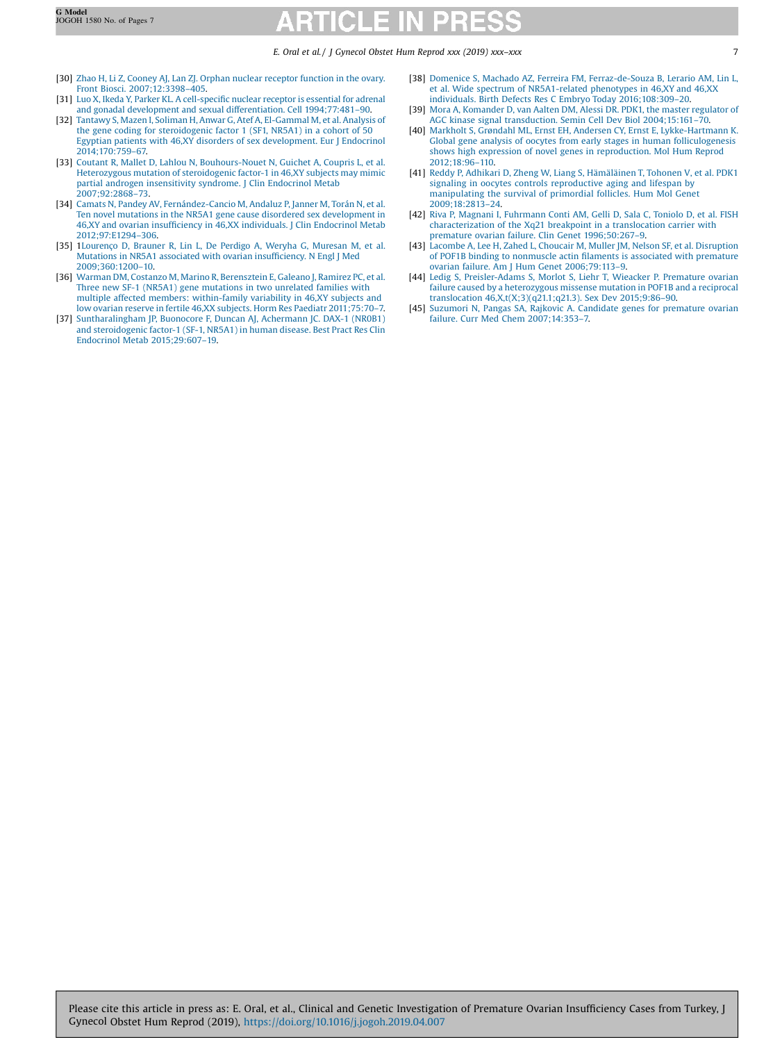[30] Zhao H, Li Z, Cooney AJ, Lan ZJ. Orphan nuclear receptor function in the ovary. Front Biosci. 2007;12:3398–405.

[31] Luo X, Ikeda Y, Parker KL. A cell-specific nuclear receptor is essential for adrenal and gonadal development and sexual differentiation. Cell 1994;77:481–90.

[32] Tantawy S, Mazen I, Soliman H, Anwar G, Atef A, El-Gammal M, et al. Analysis of the gene coding for steroidogenic factor 1 (SF1, NR5A1) in a cohort of 50 Egyptian patients with 46,XY disorders of sex development. Eur J Endocrinol 2014;170:759–67.

[33] Coutant R, Mallet D, Lahlou N, Bouhours-Nouet N, Guichet A, Coupris L, et al. Heterozygous mutation of steroidogenic factor-1 in 46,XY subjects may mimic partial androgen insensitivity syndrome. J Clin Endocrinol Metab 2007;92:2868–73.

[34] Camats N, Pandey AV, Fernández-Cancio M, Andaluz P, Janner M, Torán N, et al. Ten novel mutations in the NR5A1 gene cause disordered sex development in 46,XY and ovarian insufficiency in 46,XX individuals. J Clin Endocrinol Metab 2012;97:E1294–306.

[35] 1Lourenço D, Brauner R, Lin L, De Perdigo A, Weryha G, Muresan M, et al. Mutations in NR5A1 associated with ovarian insufficiency. N Engl J Med 2009;360:1200–10.

[36] Warman DM, Costanzo M, Marino R, Berensztein E, Galeano J, Ramirez PC, et al. Three new SF-1 (NR5A1) gene mutations in two unrelated families with multiple affected members: within-family variability in 46,XY subjects and low ovarian reserve in fertile 46,XX subjects. Horm Res Paediatr 2011;75:70–7.

[37] Suntharalingham JP, Buonocore F, Duncan AJ, Achermann JC. DAX-1 (NR0B1) and steroidogenic factor-1 (SF-1, NR5A1) in human disease. Best Pract Res Clin Endocrinol Metab 2015;29:607–19.

[38] Domenice S, Machado AZ, Ferreira FM, Ferraz-de-Souza B, Lerario AM, Lin L, et al. Wide spectrum of NR5A1-related phenotypes in 46,XY and 46,XX individuals. Birth Defects Res C Embryo Today 2016;108:309–20.

[39] Mora A, Komander D, van Aalten DM, Alessi DR. PDK1, the master regulator of AGC kinase signal transduction. Semin Cell Dev Biol 2004;15:161–70.

[40] Markholt S, Grøndahl ML, Ernst EH, Andersen CY, Ernst E, Lykke-Hartmann K. Global gene analysis of oocytes from early stages in human folliculogenesis shows high expression of novel genes in reproduction. Mol Hum Reprod 2012;18:96–110.

[41] Reddy P, Adhikari D, Zheng W, Liang S, Hämäläinen T, Tohonen V, et al. PDK1 signaling in oocytes controls reproductive aging and lifespan by manipulating the survival of primordial follicles. Hum Mol Genet 2009;18:2813–24.

[42] Riva P, Magnani I, Fuhrmann Conti AM, Gelli D, Sala C, Toniolo D, et al. FISH characterization of the Xq21 breakpoint in a translocation carrier with premature ovarian failure. Clin Genet 1996;50:267–9.

[43] Lacombe A, Lee H, Zahed L, Choucair M, Muller JM, Nelson SF, et al. Disruption of POF1B binding to nonmuscle actin filaments is associated with premature ovarian failure. Am J Hum Genet 2006;79:113–9.

[44] Ledig S, Preisler-Adams S, Morlot S, Liehr T, Wieacker P. Premature ovarian failure caused by a heterozygous missense mutation in POF1B and a reciprocal translocation 46,X,t(X;3)(q21.1;q21.3). Sex Dev 2015;9:86–90.

[45] Suzumori N, Pangas SA, Rajkovic A. Candidate genes for premature ovarian failure. Curr Med Chem 2007;14:353–7.

Please cite this article in press as: E. Oral, et al., Clinical and Genetic Investigation of Premature Ovarian Insufficiency Cases from Turkey, J Gynecol Obstet Hum Reprod (2019), https://doi.org/10.1016/j.jogoh.2019.04.007